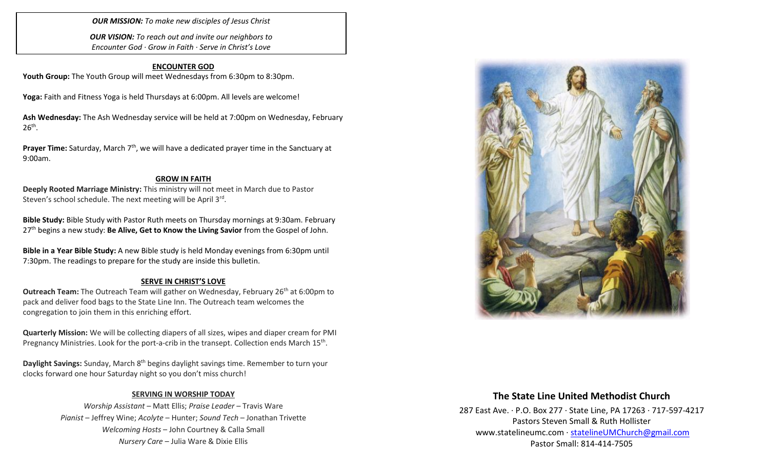***OUR MISSION:*** *To make new disciples of Jesus Christ*

***OUR VISION:*** *To reach out and invite our neighbors to Encounter God · Grow in Faith · Serve in Christ's Love*

## ENCOUNTER GOD

**Youth Group:** The Youth Group will meet Wednesdays from 6:30pm to 8:30pm.

**Yoga:** Faith and Fitness Yoga is held Thursdays at 6:00pm. All levels are welcome!

**Ash Wednesday:** The Ash Wednesday service will be held at 7:00pm on Wednesday, February 26th.

**Prayer Time:** Saturday, March 7th, we will have a dedicated prayer time in the Sanctuary at 9:00am.

## GROW IN FAITH

**Deeply Rooted Marriage Ministry:** This ministry will not meet in March due to Pastor Steven's school schedule. The next meeting will be April 3rd.

**Bible Study:** Bible Study with Pastor Ruth meets on Thursday mornings at 9:30am. February 27th begins a new study: **Be Alive, Get to Know the Living Savior** from the Gospel of John.

**Bible in a Year Bible Study:** A new Bible study is held Monday evenings from 6:30pm until 7:30pm. The readings to prepare for the study are inside this bulletin.

## SERVE IN CHRIST'S LOVE

**Outreach Team:** The Outreach Team will gather on Wednesday, February 26th at 6:00pm to pack and deliver food bags to the State Line Inn. The Outreach team welcomes the congregation to join them in this enriching effort.

**Quarterly Mission:** We will be collecting diapers of all sizes, wipes and diaper cream for PMI Pregnancy Ministries. Look for the port-a-crib in the transept. Collection ends March 15th.

**Daylight Savings:** Sunday, March 8th begins daylight savings time. Remember to turn your clocks forward one hour Saturday night so you don't miss church!

## SERVING IN WORSHIP TODAY

*Worship Assistant* – Matt Ellis; *Praise Leader* – Travis Ware
*Pianist* – Jeffrey Wine; *Acolyte* – Hunter; *Sound Tech* – Jonathan Trivette
*Welcoming Hosts* – John Courtney & Calla Small
*Nursery Care* – Julia Ware & Dixie Ellis

# The State Line United Methodist Church

287 East Ave. · P.O. Box 277 · State Line, PA 17263 · 717-597-4217
Pastors Steven Small & Ruth Hollister
www.statelineumc.com · statelineUMChurch@gmail.com
Pastor Small: 814-414-7505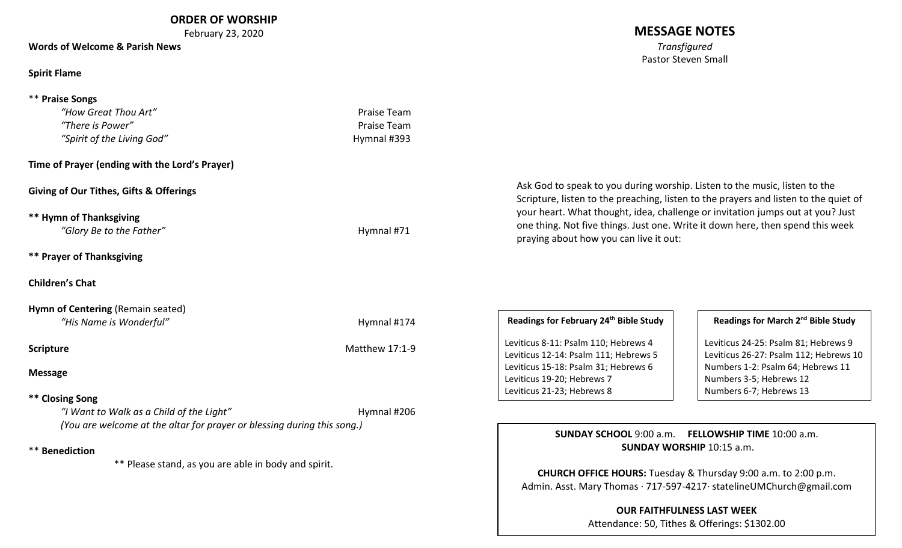## ORDER OF WORSHIP

February 23, 2020

**Words of Welcome & Parish News**

**Spirit Flame**

** **Praise Songs**

| | |
|---|---|
| *"How Great Thou Art"* | Praise Team |
| *"There is Power"* | Praise Team |
| *"Spirit of the Living God"* | Hymnal #393 |

**Time of Prayer (ending with the Lord's Prayer)**

**Giving of Our Tithes, Gifts & Offerings**

** **Hymn of Thanksgiving**

*"Glory Be to the Father"* — Hymnal #71

** **Prayer of Thanksgiving**

**Children's Chat**

**Hymn of Centering** (Remain seated)

*"His Name is Wonderful"* — Hymnal #174

**Scripture** — Matthew 17:1-9

**Message**

** **Closing Song**

*"I Want to Walk as a Child of the Light"* — Hymnal #206

*(You are welcome at the altar for prayer or blessing during this song.)*

** **Benediction**

** Please stand, as you are able in body and spirit.

## MESSAGE NOTES

*Transfigured*

Pastor Steven Small

Ask God to speak to you during worship. Listen to the music, listen to the Scripture, listen to the preaching, listen to the prayers and listen to the quiet of your heart. What thought, idea, challenge or invitation jumps out at you? Just one thing. Not five things. Just one. Write it down here, then spend this week praying about how you can live it out:

**Readings for February 24th Bible Study**

Leviticus 8-11: Psalm 110; Hebrews 4
Leviticus 12-14: Psalm 111; Hebrews 5
Leviticus 15-18: Psalm 31; Hebrews 6
Leviticus 19-20; Hebrews 7
Leviticus 21-23; Hebrews 8

**Readings for March 2nd Bible Study**

Leviticus 24-25: Psalm 81; Hebrews 9
Leviticus 26-27: Psalm 112; Hebrews 10
Numbers 1-2: Psalm 64; Hebrews 11
Numbers 3-5; Hebrews 12
Numbers 6-7; Hebrews 13

**SUNDAY SCHOOL** 9:00 a.m. **FELLOWSHIP TIME** 10:00 a.m.
**SUNDAY WORSHIP** 10:15 a.m.

**CHURCH OFFICE HOURS:** Tuesday & Thursday 9:00 a.m. to 2:00 p.m.
Admin. Asst. Mary Thomas · 717-597-4217· statelineUMChurch@gmail.com

**OUR FAITHFULNESS LAST WEEK**
Attendance: 50, Tithes & Offerings: $1302.00